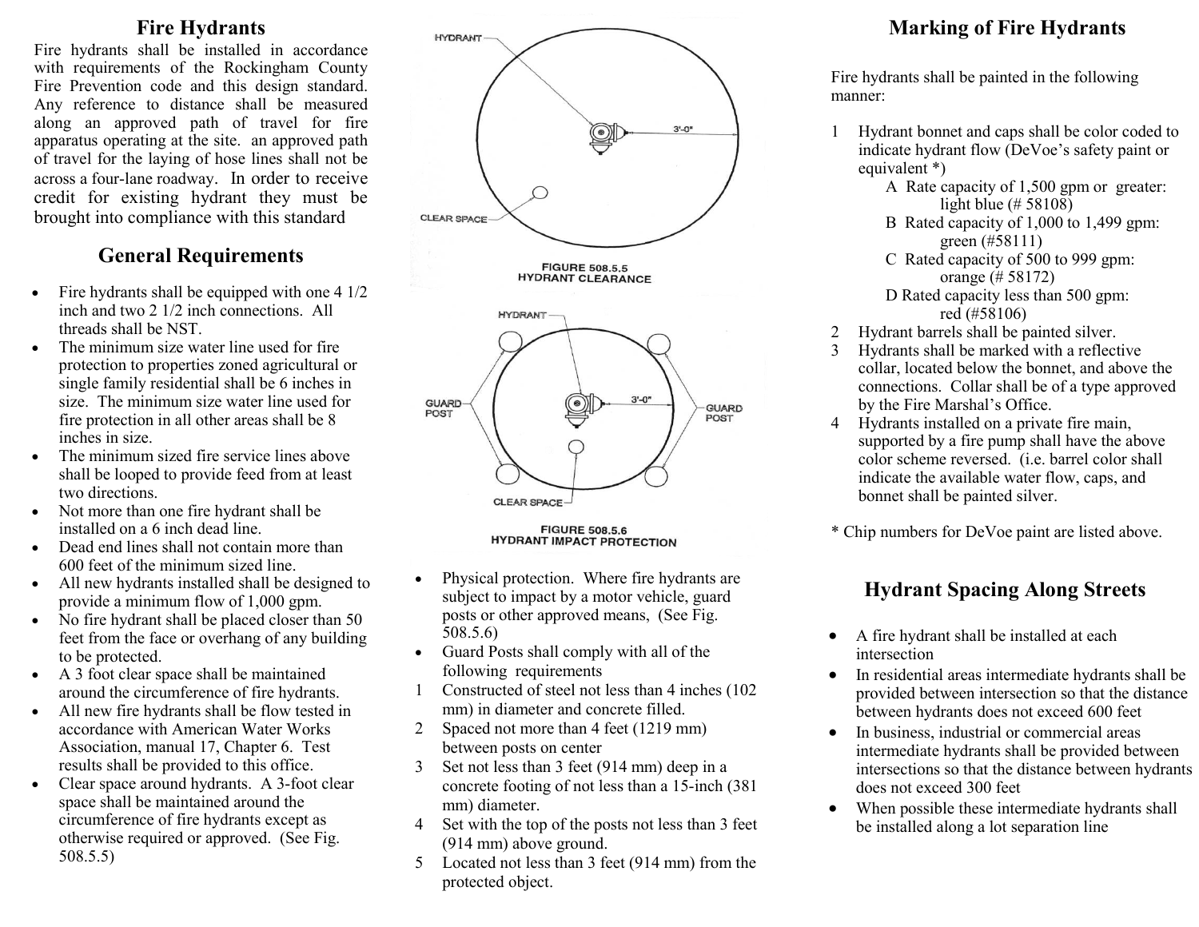## Fire Hydrants

Fire hydrants shall be installed in accordance with requirements of the Rockingham County Fire Prevention code and this design standard. Any reference to distance shall be measured along an approved path of travel for fire apparatus operating at the site. an approved path of travel for the laying of hose lines shall not be across a four-lane roadway. In order to receive credit for existing hydrant they must be brought into compliance with this standard

## General Requirements

- Fire hydrants shall be equipped with one 4 1/2 inch and two 2 1/2 inch connections. All threads shall be NST.
- The minimum size water line used for fire protection to properties zoned agricultural or single family residential shall be 6 inches in size. The minimum size water line used for fire protection in all other areas shall be 8 inches in size.
- The minimum sized fire service lines above shall be looped to provide feed from at least two directions.
- Not more than one fire hydrant shall be installed on a 6 inch dead line.
- Dead end lines shall not contain more than 600 feet of the minimum sized line.
- All new hydrants installed shall be designed to provide a minimum flow of 1,000 gpm.
- No fire hydrant shall be placed closer than 50 feet from the face or overhang of any building to be protected.
- A 3 foot clear space shall be maintained around the circumference of fire hydrants.
- All new fire hydrants shall be flow tested in accordance with American Water Works Association, manual 17, Chapter 6. Test results shall be provided to this office.
- Clear space around hydrants. A 3-foot clear space shall be maintained around the circumference of fire hydrants except as otherwise required or approved. (See Fig. 508.5.5)

HYDRANT — 3'-0" — CLEAR SPACE

FIGURE 508.5.5
HYDRANT CLEARANCE

HYDRANT — GUARD POST — 3'-0" — GUARD POST — CLEAR SPACE

FIGURE 508.5.6
HYDRANT IMPACT PROTECTION

- Physical protection. Where fire hydrants are subject to impact by a motor vehicle, guard posts or other approved means, (See Fig. 508.5.6)
- Guard Posts shall comply with all of the following requirements

1. Constructed of steel not less than 4 inches (102 mm) in diameter and concrete filled.
2. Spaced not more than 4 feet (1219 mm) between posts on center
3. Set not less than 3 feet (914 mm) deep in a concrete footing of not less than a 15-inch (381 mm) diameter.
4. Set with the top of the posts not less than 3 feet (914 mm) above ground.
5. Located not less than 3 feet (914 mm) from the protected object.

## Marking of Fire Hydrants

Fire hydrants shall be painted in the following manner:

1. Hydrant bonnet and caps shall be color coded to indicate hydrant flow (DeVoe's safety paint or equivalent *)
   - A Rate capacity of 1,500 gpm or greater: light blue (# 58108)
   - B Rated capacity of 1,000 to 1,499 gpm: green (#58111)
   - C Rated capacity of 500 to 999 gpm: orange (# 58172)
   - D Rated capacity less than 500 gpm: red (#58106)
2. Hydrant barrels shall be painted silver.
3. Hydrants shall be marked with a reflective collar, located below the bonnet, and above the connections. Collar shall be of a type approved by the Fire Marshal's Office.
4. Hydrants installed on a private fire main, supported by a fire pump shall have the above color scheme reversed. (i.e. barrel color shall indicate the available water flow, caps, and bonnet shall be painted silver.

* Chip numbers for DeVoe paint are listed above.

## Hydrant Spacing Along Streets

- A fire hydrant shall be installed at each intersection
- In residential areas intermediate hydrants shall be provided between intersection so that the distance between hydrants does not exceed 600 feet
- In business, industrial or commercial areas intermediate hydrants shall be provided between intersections so that the distance between hydrants does not exceed 300 feet
- When possible these intermediate hydrants shall be installed along a lot separation line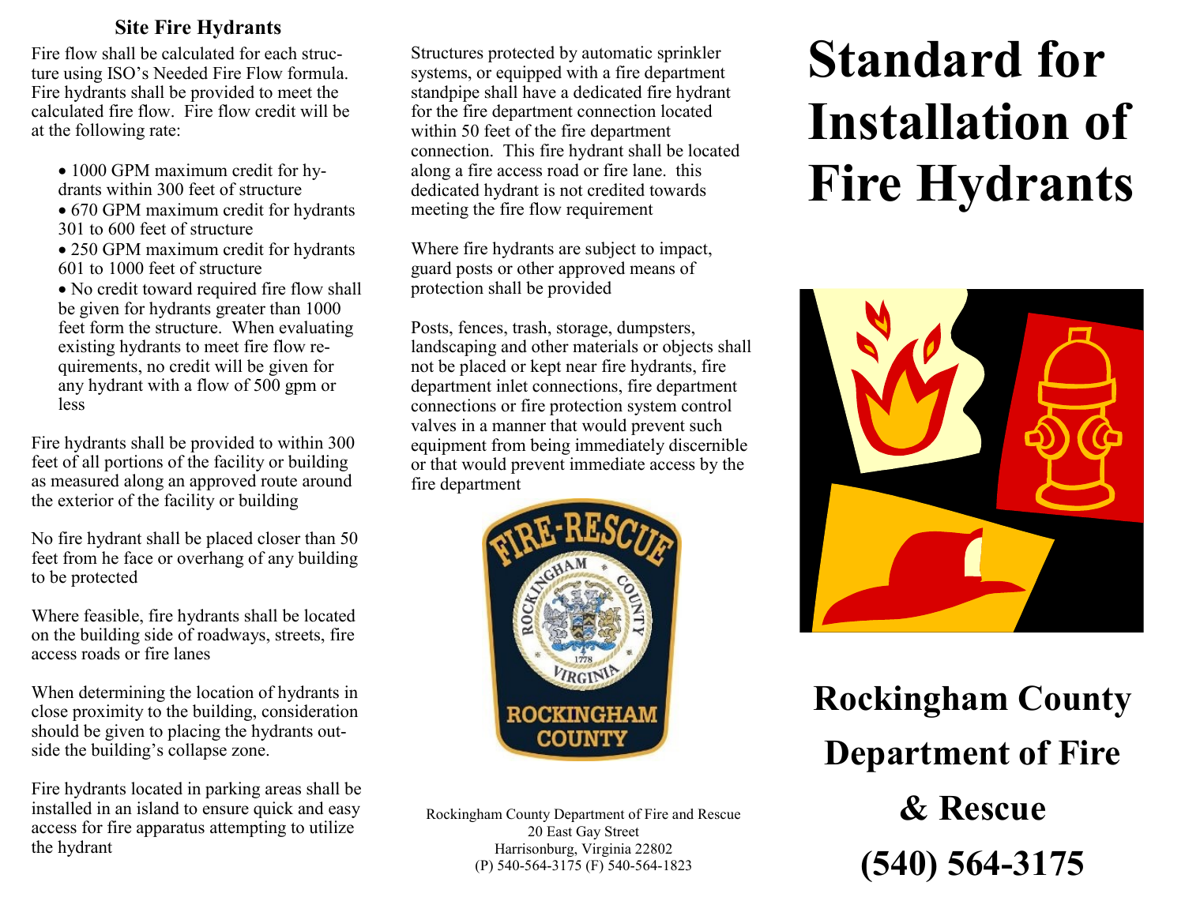## Site Fire Hydrants

Fire flow shall be calculated for each structure using ISO's Needed Fire Flow formula. Fire hydrants shall be provided to meet the calculated fire flow. Fire flow credit will be at the following rate:

- 1000 GPM maximum credit for hydrants within 300 feet of structure
- 670 GPM maximum credit for hydrants 301 to 600 feet of structure
- 250 GPM maximum credit for hydrants 601 to 1000 feet of structure
- No credit toward required fire flow shall be given for hydrants greater than 1000 feet form the structure. When evaluating existing hydrants to meet fire flow requirements, no credit will be given for any hydrant with a flow of 500 gpm or less

Fire hydrants shall be provided to within 300 feet of all portions of the facility or building as measured along an approved route around the exterior of the facility or building

No fire hydrant shall be placed closer than 50 feet from he face or overhang of any building to be protected

Where feasible, fire hydrants shall be located on the building side of roadways, streets, fire access roads or fire lanes

When determining the location of hydrants in close proximity to the building, consideration should be given to placing the hydrants outside the building's collapse zone.

Fire hydrants located in parking areas shall be installed in an island to ensure quick and easy access for fire apparatus attempting to utilize the hydrant

Structures protected by automatic sprinkler systems, or equipped with a fire department standpipe shall have a dedicated fire hydrant for the fire department connection located within 50 feet of the fire department connection. This fire hydrant shall be located along a fire access road or fire lane. this dedicated hydrant is not credited towards meeting the fire flow requirement

Where fire hydrants are subject to impact, guard posts or other approved means of protection shall be provided

Posts, fences, trash, storage, dumpsters, landscaping and other materials or objects shall not be placed or kept near fire hydrants, fire department inlet connections, fire department connections or fire protection system control valves in a manner that would prevent such equipment from being immediately discernible or that would prevent immediate access by the fire department

Rockingham County Department of Fire and Rescue
20 East Gay Street
Harrisonburg, Virginia 22802
(P) 540-564-3175 (F) 540-564-1823

# Standard for Installation of Fire Hydrants

**Rockingham County Department of Fire & Rescue**

**(540) 564-3175**